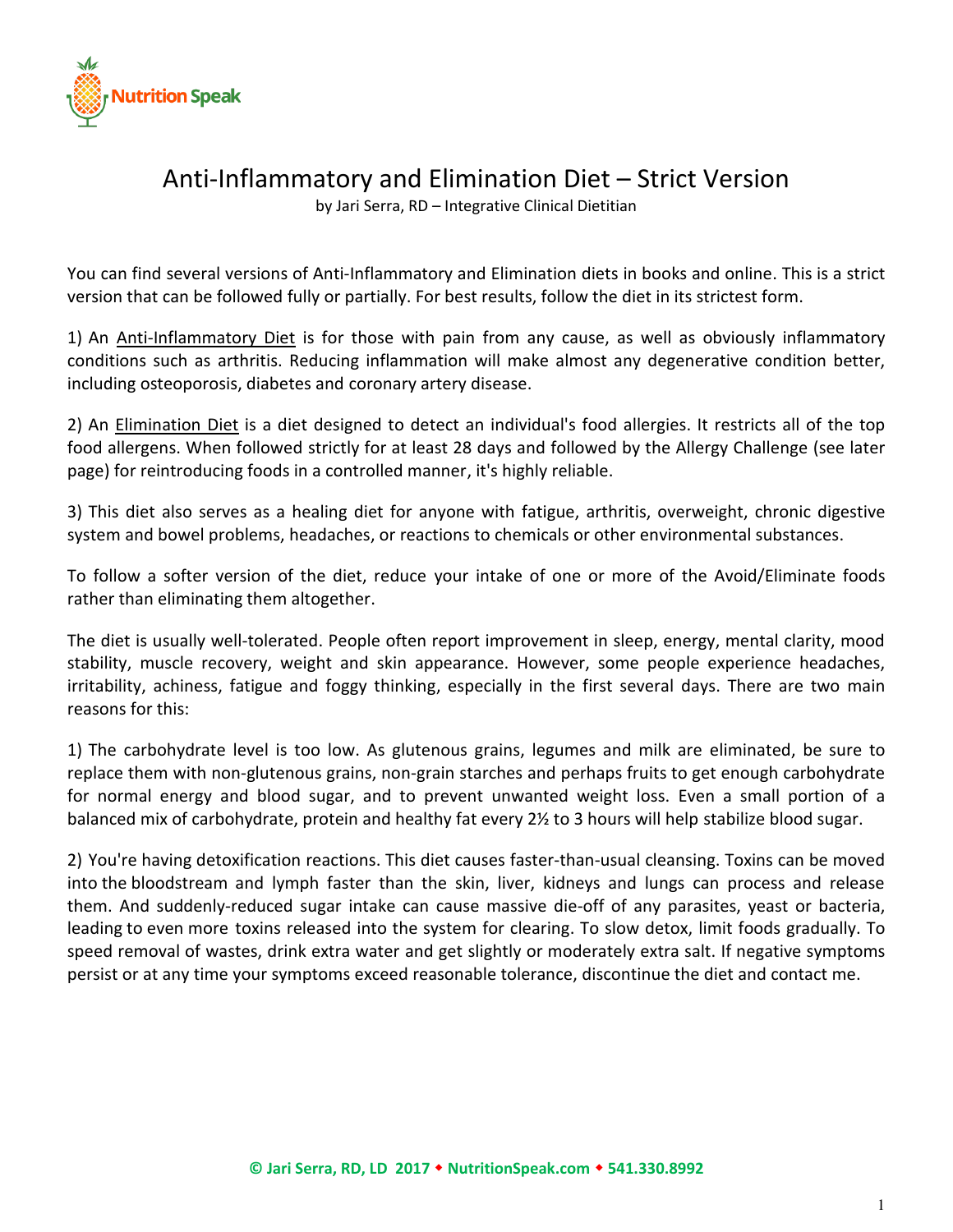# Anti-Inflammatory and Elimination Diet – Strict Version

by Jari Serra, RD – Integrative Clinical Dietitian

You can find several versions of Anti-Inflammatory and Elimination diets in books and online. This is a strict version that can be followed fully or partially. For best results, follow the diet in its strictest form.

1) An Anti-Inflammatory Diet is for those with pain from any cause, as well as obviously inflammatory conditions such as arthritis. Reducing inflammation will make almost any degenerative condition better, including osteoporosis, diabetes and coronary artery disease.

2) An Elimination Diet is a diet designed to detect an individual's food allergies. It restricts all of the top food allergens. When followed strictly for at least 28 days and followed by the Allergy Challenge (see later page) for reintroducing foods in a controlled manner, it's highly reliable.

3) This diet also serves as a healing diet for anyone with fatigue, arthritis, overweight, chronic digestive system and bowel problems, headaches, or reactions to chemicals or other environmental substances.

To follow a softer version of the diet, reduce your intake of one or more of the Avoid/Eliminate foods rather than eliminating them altogether.

The diet is usually well-tolerated. People often report improvement in sleep, energy, mental clarity, mood stability, muscle recovery, weight and skin appearance. However, some people experience headaches, irritability, achiness, fatigue and foggy thinking, especially in the first several days. There are two main reasons for this:

1) The carbohydrate level is too low. As glutenous grains, legumes and milk are eliminated, be sure to replace them with non-glutenous grains, non-grain starches and perhaps fruits to get enough carbohydrate for normal energy and blood sugar, and to prevent unwanted weight loss. Even a small portion of a balanced mix of carbohydrate, protein and healthy fat every 2½ to 3 hours will help stabilize blood sugar.

2) You're having detoxification reactions. This diet causes faster-than-usual cleansing. Toxins can be moved into the bloodstream and lymph faster than the skin, liver, kidneys and lungs can process and release them. And suddenly-reduced sugar intake can cause massive die-off of any parasites, yeast or bacteria, leading to even more toxins released into the system for clearing. To slow detox, limit foods gradually. To speed removal of wastes, drink extra water and get slightly or moderately extra salt. If negative symptoms persist or at any time your symptoms exceed reasonable tolerance, discontinue the diet and contact me.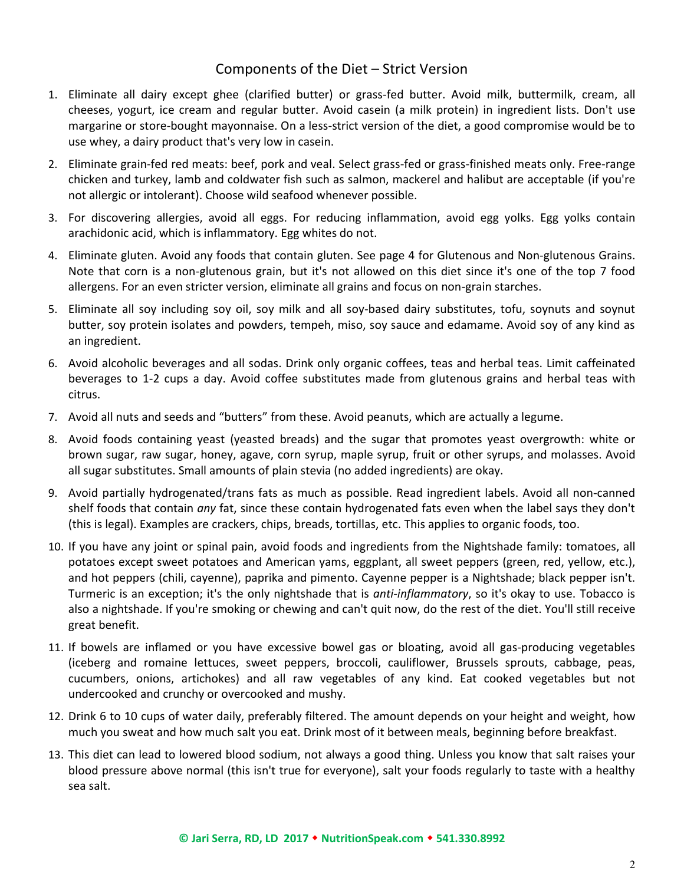## Components of the Diet – Strict Version

1. Eliminate all dairy except ghee (clarified butter) or grass-fed butter. Avoid milk, buttermilk, cream, all cheeses, yogurt, ice cream and regular butter. Avoid casein (a milk protein) in ingredient lists. Don't use margarine or store-bought mayonnaise. On a less-strict version of the diet, a good compromise would be to use whey, a dairy product that's very low in casein.
2. Eliminate grain-fed red meats: beef, pork and veal. Select grass-fed or grass-finished meats only. Free-range chicken and turkey, lamb and coldwater fish such as salmon, mackerel and halibut are acceptable (if you're not allergic or intolerant). Choose wild seafood whenever possible.
3. For discovering allergies, avoid all eggs. For reducing inflammation, avoid egg yolks. Egg yolks contain arachidonic acid, which is inflammatory. Egg whites do not.
4. Eliminate gluten. Avoid any foods that contain gluten. See page 4 for Glutenous and Non-glutenous Grains. Note that corn is a non-glutenous grain, but it's not allowed on this diet since it's one of the top 7 food allergens. For an even stricter version, eliminate all grains and focus on non-grain starches.
5. Eliminate all soy including soy oil, soy milk and all soy-based dairy substitutes, tofu, soynuts and soynut butter, soy protein isolates and powders, tempeh, miso, soy sauce and edamame. Avoid soy of any kind as an ingredient.
6. Avoid alcoholic beverages and all sodas. Drink only organic coffees, teas and herbal teas. Limit caffeinated beverages to 1-2 cups a day. Avoid coffee substitutes made from glutenous grains and herbal teas with citrus.
7. Avoid all nuts and seeds and "butters" from these. Avoid peanuts, which are actually a legume.
8. Avoid foods containing yeast (yeasted breads) and the sugar that promotes yeast overgrowth: white or brown sugar, raw sugar, honey, agave, corn syrup, maple syrup, fruit or other syrups, and molasses. Avoid all sugar substitutes. Small amounts of plain stevia (no added ingredients) are okay.
9. Avoid partially hydrogenated/trans fats as much as possible. Read ingredient labels. Avoid all non-canned shelf foods that contain *any* fat, since these contain hydrogenated fats even when the label says they don't (this is legal). Examples are crackers, chips, breads, tortillas, etc. This applies to organic foods, too.
10. If you have any joint or spinal pain, avoid foods and ingredients from the Nightshade family: tomatoes, all potatoes except sweet potatoes and American yams, eggplant, all sweet peppers (green, red, yellow, etc.), and hot peppers (chili, cayenne), paprika and pimento. Cayenne pepper is a Nightshade; black pepper isn't. Turmeric is an exception; it's the only nightshade that is *anti-inflammatory*, so it's okay to use. Tobacco is also a nightshade. If you're smoking or chewing and can't quit now, do the rest of the diet. You'll still receive great benefit.
11. If bowels are inflamed or you have excessive bowel gas or bloating, avoid all gas-producing vegetables (iceberg and romaine lettuces, sweet peppers, broccoli, cauliflower, Brussels sprouts, cabbage, peas, cucumbers, onions, artichokes) and all raw vegetables of any kind. Eat cooked vegetables but not undercooked and crunchy or overcooked and mushy.
12. Drink 6 to 10 cups of water daily, preferably filtered. The amount depends on your height and weight, how much you sweat and how much salt you eat. Drink most of it between meals, beginning before breakfast.
13. This diet can lead to lowered blood sodium, not always a good thing. Unless you know that salt raises your blood pressure above normal (this isn't true for everyone), salt your foods regularly to taste with a healthy sea salt.

**© Jari Serra, RD, LD 2017 ◆ NutritionSpeak.com ◆ 541.330.8992**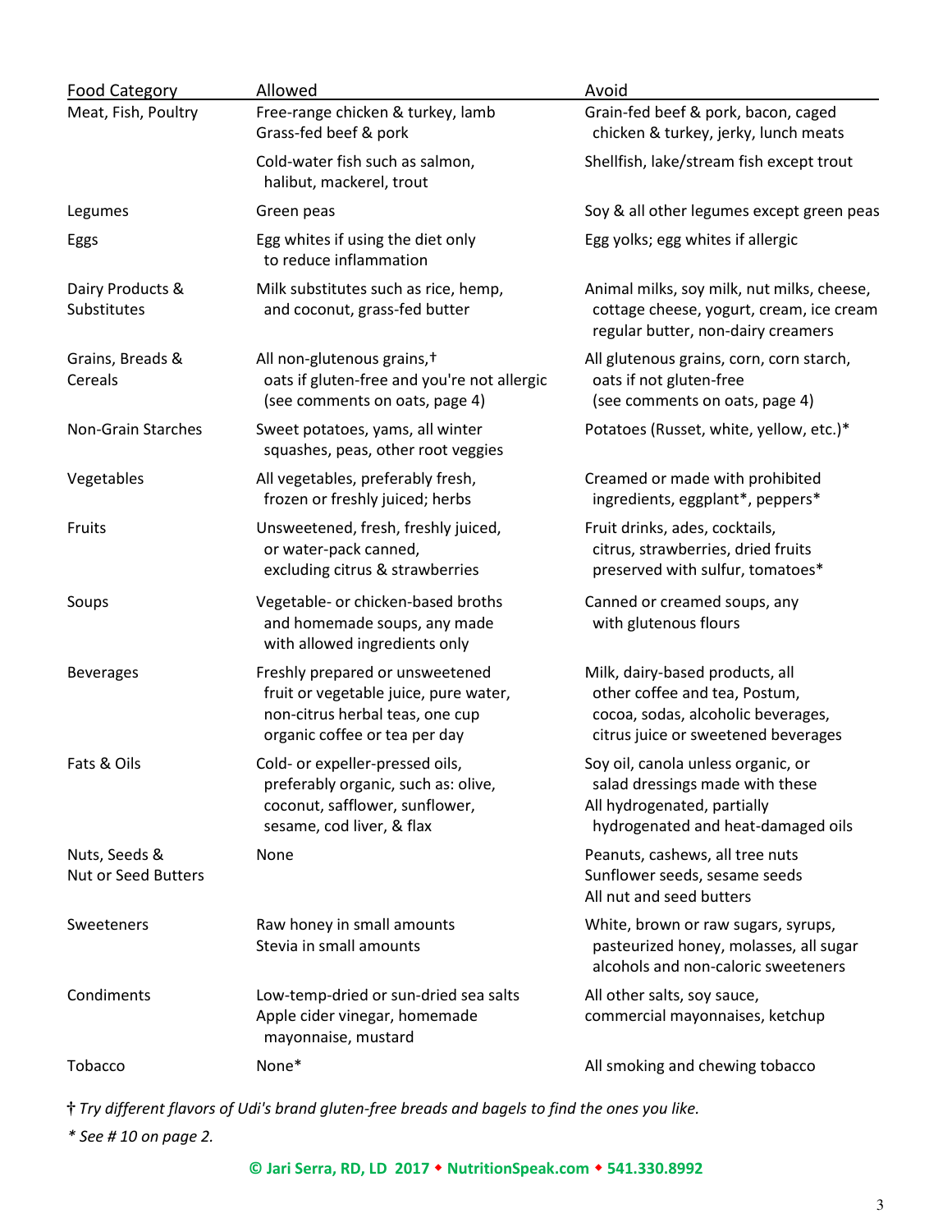| Food Category | Allowed | Avoid |
|---|---|---|
| Meat, Fish, Poultry | Free-range chicken & turkey, lamb Grass-fed beef & pork | Grain-fed beef & pork, bacon, caged chicken & turkey, jerky, lunch meats |
| | Cold-water fish such as salmon, halibut, mackerel, trout | Shellfish, lake/stream fish except trout |
| Legumes | Green peas | Soy & all other legumes except green peas |
| Eggs | Egg whites if using the diet only to reduce inflammation | Egg yolks; egg whites if allergic |
| Dairy Products & Substitutes | Milk substitutes such as rice, hemp, and coconut, grass-fed butter | Animal milks, soy milk, nut milks, cheese, cottage cheese, yogurt, cream, ice cream regular butter, non-dairy creamers |
| Grains, Breads & Cereals | All non-glutenous grains,† oats if gluten-free and you're not allergic (see comments on oats, page 4) | All glutenous grains, corn, corn starch, oats if not gluten-free (see comments on oats, page 4) |
| Non-Grain Starches | Sweet potatoes, yams, all winter squashes, peas, other root veggies | Potatoes (Russet, white, yellow, etc.)* |
| Vegetables | All vegetables, preferably fresh, frozen or freshly juiced; herbs | Creamed or made with prohibited ingredients, eggplant*, peppers* |
| Fruits | Unsweetened, fresh, freshly juiced, or water-pack canned, excluding citrus & strawberries | Fruit drinks, ades, cocktails, citrus, strawberries, dried fruits preserved with sulfur, tomatoes* |
| Soups | Vegetable- or chicken-based broths and homemade soups, any made with allowed ingredients only | Canned or creamed soups, any with glutenous flours |
| Beverages | Freshly prepared or unsweetened fruit or vegetable juice, pure water, non-citrus herbal teas, one cup organic coffee or tea per day | Milk, dairy-based products, all other coffee and tea, Postum, cocoa, sodas, alcoholic beverages, citrus juice or sweetened beverages |
| Fats & Oils | Cold- or expeller-pressed oils, preferably organic, such as: olive, coconut, safflower, sunflower, sesame, cod liver, & flax | Soy oil, canola unless organic, or salad dressings made with these All hydrogenated, partially hydrogenated and heat-damaged oils |
| Nuts, Seeds & Nut or Seed Butters | None | Peanuts, cashews, all tree nuts Sunflower seeds, sesame seeds All nut and seed butters |
| Sweeteners | Raw honey in small amounts Stevia in small amounts | White, brown or raw sugars, syrups, pasteurized honey, molasses, all sugar alcohols and non-caloric sweeteners |
| Condiments | Low-temp-dried or sun-dried sea salts Apple cider vinegar, homemade mayonnaise, mustard | All other salts, soy sauce, commercial mayonnaises, ketchup |
| Tobacco | None* | All smoking and chewing tobacco |

† *Try different flavors of Udi's brand gluten-free breads and bagels to find the ones you like.*

\* *See # 10 on page 2.*

**© Jari Serra, RD, LD 2017 ◆ NutritionSpeak.com ◆ 541.330.8992**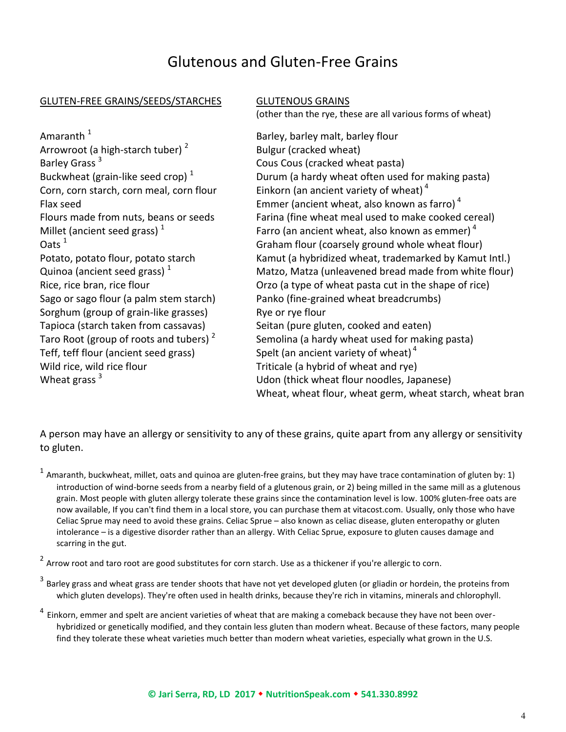# Glutenous and Gluten-Free Grains

## GLUTEN-FREE GRAINS/SEEDS/STARCHES

Amaranth [1]
Arrowroot (a high-starch tuber) [2]
Barley Grass [3]
Buckwheat (grain-like seed crop) [1]
Corn, corn starch, corn meal, corn flour
Flax seed
Flours made from nuts, beans or seeds
Millet (ancient seed grass) [1]
Oats [1]
Potato, potato flour, potato starch
Quinoa (ancient seed grass) [1]
Rice, rice bran, rice flour
Sago or sago flour (a palm stem starch)
Sorghum (group of grain-like grasses)
Tapioca (starch taken from cassavas)
Taro Root (group of roots and tubers) [2]
Teff, teff flour (ancient seed grass)
Wild rice, wild rice flour
Wheat grass [3]

## GLUTENOUS GRAINS

(other than the rye, these are all various forms of wheat)

Barley, barley malt, barley flour
Bulgur (cracked wheat)
Cous Cous (cracked wheat pasta)
Durum (a hardy wheat often used for making pasta)
Einkorn (an ancient variety of wheat) [4]
Emmer (ancient wheat, also known as farro) [4]
Farina (fine wheat meal used to make cooked cereal)
Farro (an ancient wheat, also known as emmer) [4]
Graham flour (coarsely ground whole wheat flour)
Kamut (a hybridized wheat, trademarked by Kamut Intl.)
Matzo, Matza (unleavened bread made from white flour)
Orzo (a type of wheat pasta cut in the shape of rice)
Panko (fine-grained wheat breadcrumbs)
Rye or rye flour
Seitan (pure gluten, cooked and eaten)
Semolina (a hardy wheat used for making pasta)
Spelt (an ancient variety of wheat) [4]
Triticale (a hybrid of wheat and rye)
Udon (thick wheat flour noodles, Japanese)
Wheat, wheat flour, wheat germ, wheat starch, wheat bran

A person may have an allergy or sensitivity to any of these grains, quite apart from any allergy or sensitivity to gluten.

[1] Amaranth, buckwheat, millet, oats and quinoa are gluten-free grains, but they may have trace contamination of gluten by: 1) introduction of wind-borne seeds from a nearby field of a glutenous grain, or 2) being milled in the same mill as a glutenous grain. Most people with gluten allergy tolerate these grains since the contamination level is low. 100% gluten-free oats are now available, If you can't find them in a local store, you can purchase them at vitacost.com. Usually, only those who have Celiac Sprue may need to avoid these grains. Celiac Sprue – also known as celiac disease, gluten enteropathy or gluten intolerance – is a digestive disorder rather than an allergy. With Celiac Sprue, exposure to gluten causes damage and scarring in the gut.

[2] Arrow root and taro root are good substitutes for corn starch. Use as a thickener if you're allergic to corn.

[3] Barley grass and wheat grass are tender shoots that have not yet developed gluten (or gliadin or hordein, the proteins from which gluten develops). They're often used in health drinks, because they're rich in vitamins, minerals and chlorophyll.

[4] Einkorn, emmer and spelt are ancient varieties of wheat that are making a comeback because they have not been over-hybridized or genetically modified, and they contain less gluten than modern wheat. Because of these factors, many people find they tolerate these wheat varieties much better than modern wheat varieties, especially what grown in the U.S.

**© Jari Serra, RD, LD 2017 ◆ NutritionSpeak.com ◆ 541.330.8992**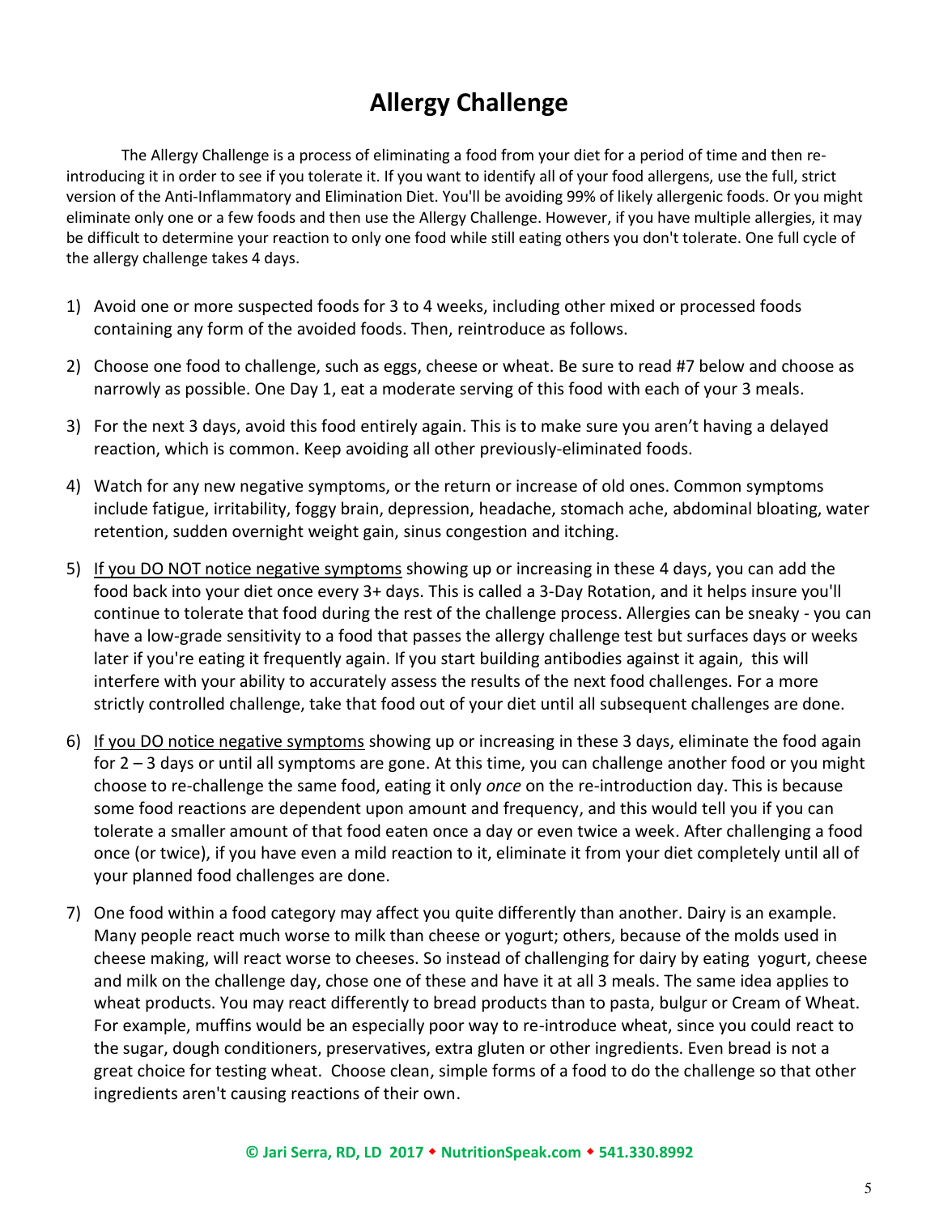# Allergy Challenge

The Allergy Challenge is a process of eliminating a food from your diet for a period of time and then re-introducing it in order to see if you tolerate it. If you want to identify all of your food allergens, use the full, strict version of the Anti-Inflammatory and Elimination Diet. You'll be avoiding 99% of likely allergenic foods. Or you might eliminate only one or a few foods and then use the Allergy Challenge. However, if you have multiple allergies, it may be difficult to determine your reaction to only one food while still eating others you don't tolerate. One full cycle of the allergy challenge takes 4 days.

1) Avoid one or more suspected foods for 3 to 4 weeks, including other mixed or processed foods containing any form of the avoided foods. Then, reintroduce as follows.
2) Choose one food to challenge, such as eggs, cheese or wheat. Be sure to read #7 below and choose as narrowly as possible. One Day 1, eat a moderate serving of this food with each of your 3 meals.
3) For the next 3 days, avoid this food entirely again. This is to make sure you aren't having a delayed reaction, which is common. Keep avoiding all other previously-eliminated foods.
4) Watch for any new negative symptoms, or the return or increase of old ones. Common symptoms include fatigue, irritability, foggy brain, depression, headache, stomach ache, abdominal bloating, water retention, sudden overnight weight gain, sinus congestion and itching.
5) <u>If you DO NOT notice negative symptoms</u> showing up or increasing in these 4 days, you can add the food back into your diet once every 3+ days. This is called a 3-Day Rotation, and it helps insure you'll continue to tolerate that food during the rest of the challenge process. Allergies can be sneaky - you can have a low-grade sensitivity to a food that passes the allergy challenge test but surfaces days or weeks later if you're eating it frequently again. If you start building antibodies against it again, this will interfere with your ability to accurately assess the results of the next food challenges. For a more strictly controlled challenge, take that food out of your diet until all subsequent challenges are done.
6) <u>If you DO notice negative symptoms</u> showing up or increasing in these 3 days, eliminate the food again for 2 – 3 days or until all symptoms are gone. At this time, you can challenge another food or you might choose to re-challenge the same food, eating it only *once* on the re-introduction day. This is because some food reactions are dependent upon amount and frequency, and this would tell you if you can tolerate a smaller amount of that food eaten once a day or even twice a week. After challenging a food once (or twice), if you have even a mild reaction to it, eliminate it from your diet completely until all of your planned food challenges are done.
7) One food within a food category may affect you quite differently than another. Dairy is an example. Many people react much worse to milk than cheese or yogurt; others, because of the molds used in cheese making, will react worse to cheeses. So instead of challenging for dairy by eating yogurt, cheese and milk on the challenge day, chose one of these and have it at all 3 meals. The same idea applies to wheat products. You may react differently to bread products than to pasta, bulgur or Cream of Wheat. For example, muffins would be an especially poor way to re-introduce wheat, since you could react to the sugar, dough conditioners, preservatives, extra gluten or other ingredients. Even bread is not a great choice for testing wheat. Choose clean, simple forms of a food to do the challenge so that other ingredients aren't causing reactions of their own.

**© Jari Serra, RD, LD 2017 ◆ NutritionSpeak.com ◆ 541.330.8992**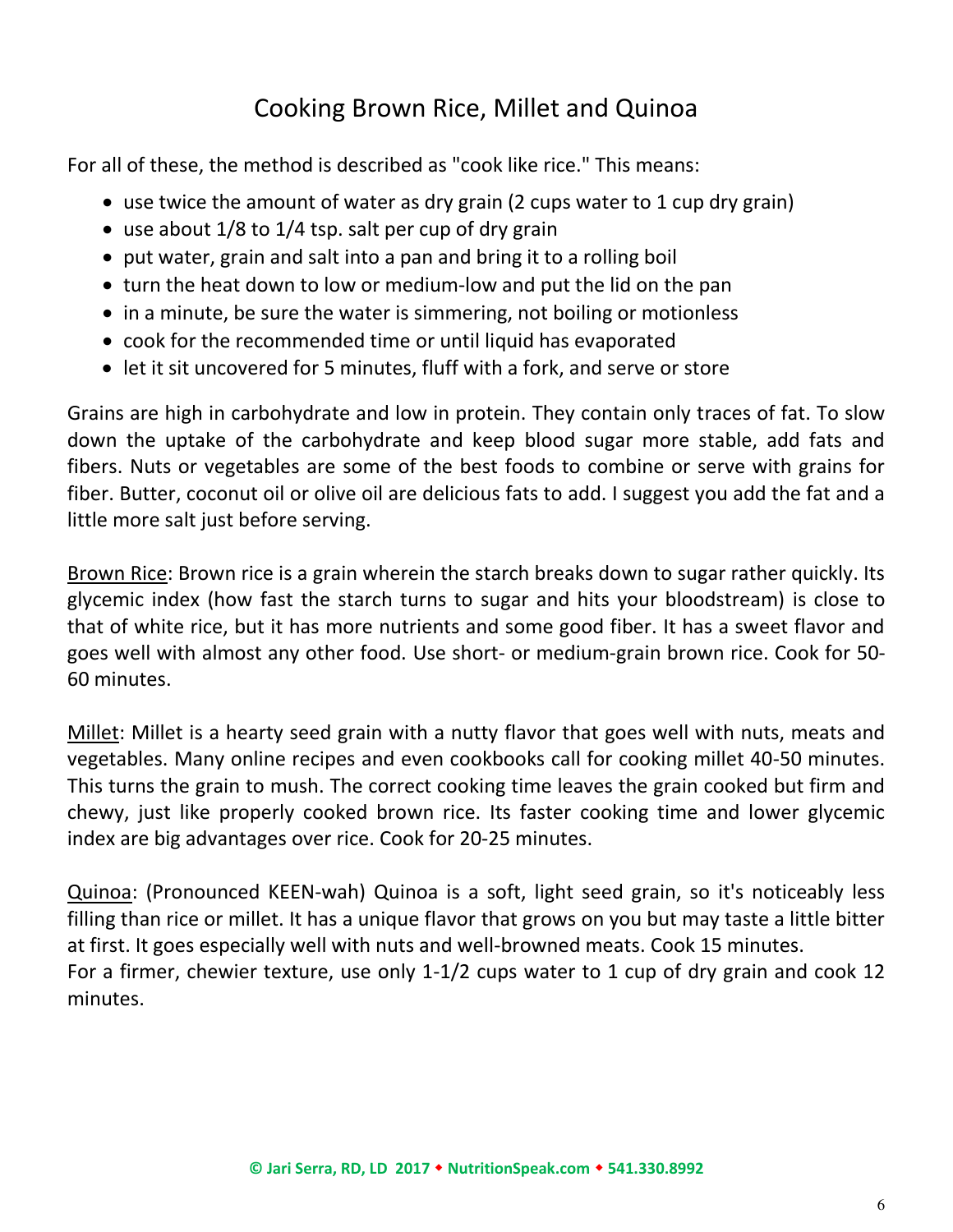# Cooking Brown Rice, Millet and Quinoa

For all of these, the method is described as "cook like rice." This means:

- use twice the amount of water as dry grain (2 cups water to 1 cup dry grain)
- use about 1/8 to 1/4 tsp. salt per cup of dry grain
- put water, grain and salt into a pan and bring it to a rolling boil
- turn the heat down to low or medium-low and put the lid on the pan
- in a minute, be sure the water is simmering, not boiling or motionless
- cook for the recommended time or until liquid has evaporated
- let it sit uncovered for 5 minutes, fluff with a fork, and serve or store

Grains are high in carbohydrate and low in protein. They contain only traces of fat. To slow down the uptake of the carbohydrate and keep blood sugar more stable, add fats and fibers. Nuts or vegetables are some of the best foods to combine or serve with grains for fiber. Butter, coconut oil or olive oil are delicious fats to add. I suggest you add the fat and a little more salt just before serving.

<u>Brown Rice</u>: Brown rice is a grain wherein the starch breaks down to sugar rather quickly. Its glycemic index (how fast the starch turns to sugar and hits your bloodstream) is close to that of white rice, but it has more nutrients and some good fiber. It has a sweet flavor and goes well with almost any other food. Use short- or medium-grain brown rice. Cook for 50-60 minutes.

<u>Millet</u>: Millet is a hearty seed grain with a nutty flavor that goes well with nuts, meats and vegetables. Many online recipes and even cookbooks call for cooking millet 40-50 minutes. This turns the grain to mush. The correct cooking time leaves the grain cooked but firm and chewy, just like properly cooked brown rice. Its faster cooking time and lower glycemic index are big advantages over rice. Cook for 20-25 minutes.

<u>Quinoa</u>: (Pronounced KEEN-wah) Quinoa is a soft, light seed grain, so it's noticeably less filling than rice or millet. It has a unique flavor that grows on you but may taste a little bitter at first. It goes especially well with nuts and well-browned meats. Cook 15 minutes.
For a firmer, chewier texture, use only 1-1/2 cups water to 1 cup of dry grain and cook 12 minutes.

**© Jari Serra, RD, LD 2017 ◆ NutritionSpeak.com ◆ 541.330.8992**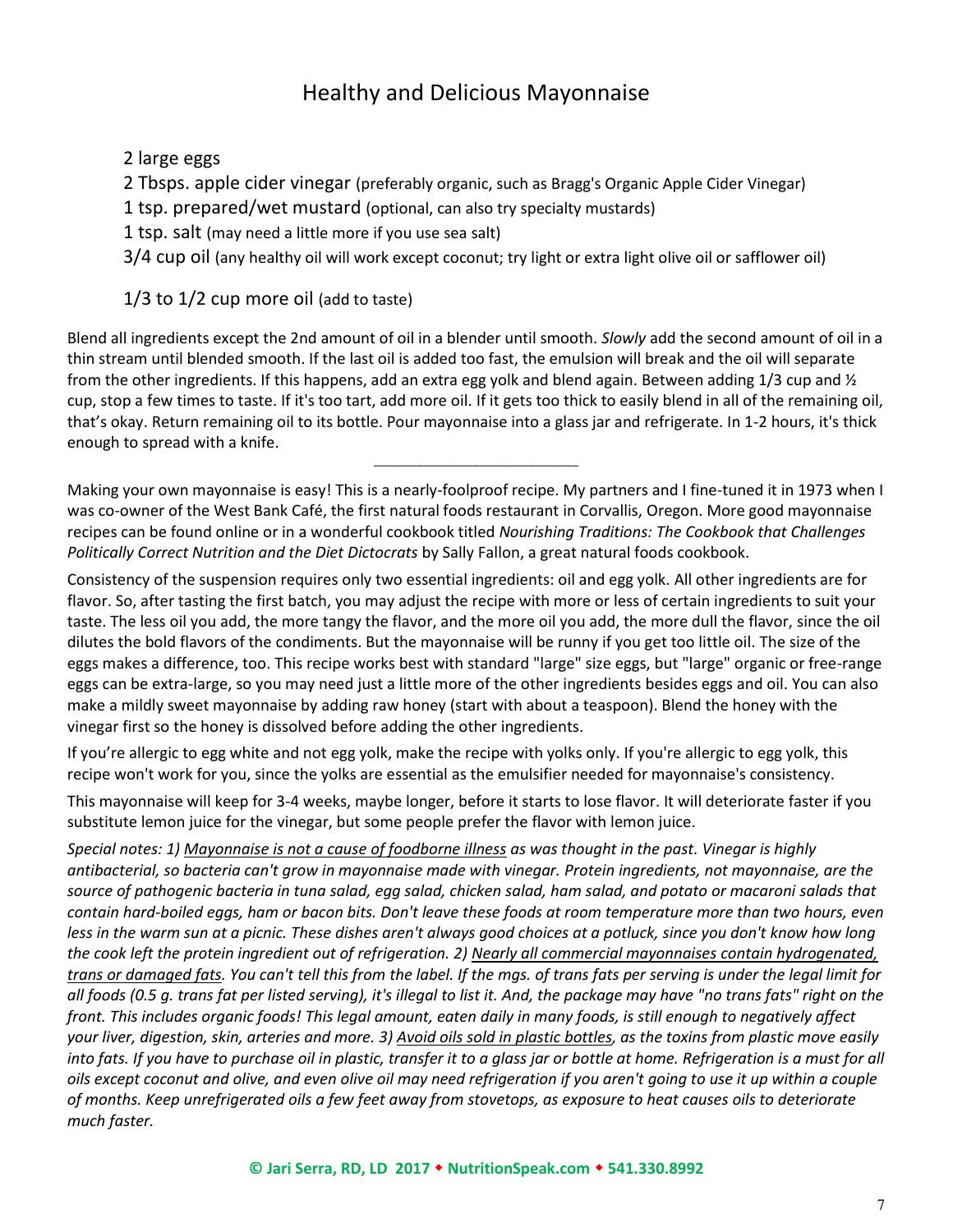# Healthy and Delicious Mayonnaise

2 large eggs
2 Tbsps. apple cider vinegar (preferably organic, such as Bragg's Organic Apple Cider Vinegar)
1 tsp. prepared/wet mustard (optional, can also try specialty mustards)
1 tsp. salt (may need a little more if you use sea salt)
3/4 cup oil (any healthy oil will work except coconut; try light or extra light olive oil or safflower oil)

1/3 to 1/2 cup more oil (add to taste)

Blend all ingredients except the 2nd amount of oil in a blender until smooth. *Slowly* add the second amount of oil in a thin stream until blended smooth. If the last oil is added too fast, the emulsion will break and the oil will separate from the other ingredients. If this happens, add an extra egg yolk and blend again. Between adding 1/3 cup and ½ cup, stop a few times to taste. If it's too tart, add more oil. If it gets too thick to easily blend in all of the remaining oil, that's okay. Return remaining oil to its bottle. Pour mayonnaise into a glass jar and refrigerate. In 1-2 hours, it's thick enough to spread with a knife.

---

Making your own mayonnaise is easy! This is a nearly-foolproof recipe. My partners and I fine-tuned it in 1973 when I was co-owner of the West Bank Café, the first natural foods restaurant in Corvallis, Oregon. More good mayonnaise recipes can be found online or in a wonderful cookbook titled *Nourishing Traditions: The Cookbook that Challenges Politically Correct Nutrition and the Diet Dictocrats* by Sally Fallon, a great natural foods cookbook.

Consistency of the suspension requires only two essential ingredients: oil and egg yolk. All other ingredients are for flavor. So, after tasting the first batch, you may adjust the recipe with more or less of certain ingredients to suit your taste. The less oil you add, the more tangy the flavor, and the more oil you add, the more dull the flavor, since the oil dilutes the bold flavors of the condiments. But the mayonnaise will be runny if you get too little oil. The size of the eggs makes a difference, too. This recipe works best with standard "large" size eggs, but "large" organic or free-range eggs can be extra-large, so you may need just a little more of the other ingredients besides eggs and oil. You can also make a mildly sweet mayonnaise by adding raw honey (start with about a teaspoon). Blend the honey with the vinegar first so the honey is dissolved before adding the other ingredients.

If you're allergic to egg white and not egg yolk, make the recipe with yolks only. If you're allergic to egg yolk, this recipe won't work for you, since the yolks are essential as the emulsifier needed for mayonnaise's consistency.

This mayonnaise will keep for 3-4 weeks, maybe longer, before it starts to lose flavor. It will deteriorate faster if you substitute lemon juice for the vinegar, but some people prefer the flavor with lemon juice.

*Special notes: 1) <u>Mayonnaise is not a cause of foodborne illness</u> as was thought in the past. Vinegar is highly antibacterial, so bacteria can't grow in mayonnaise made with vinegar. Protein ingredients, not mayonnaise, are the source of pathogenic bacteria in tuna salad, egg salad, chicken salad, ham salad, and potato or macaroni salads that contain hard-boiled eggs, ham or bacon bits. Don't leave these foods at room temperature more than two hours, even less in the warm sun at a picnic. These dishes aren't always good choices at a potluck, since you don't know how long the cook left the protein ingredient out of refrigeration. 2) <u>Nearly all commercial mayonnaises contain hydrogenated, trans or damaged fats</u>. You can't tell this from the label. If the mgs. of trans fats per serving is under the legal limit for all foods (0.5 g. trans fat per listed serving), it's illegal to list it. And, the package may have "no trans fats" right on the front. This includes organic foods! This legal amount, eaten daily in many foods, is still enough to negatively affect your liver, digestion, skin, arteries and more. 3) <u>Avoid oils sold in plastic bottles</u>, as the toxins from plastic move easily into fats. If you have to purchase oil in plastic, transfer it to a glass jar or bottle at home. Refrigeration is a must for all oils except coconut and olive, and even olive oil may need refrigeration if you aren't going to use it up within a couple of months. Keep unrefrigerated oils a few feet away from stovetops, as exposure to heat causes oils to deteriorate much faster.*

**© Jari Serra, RD, LD 2017 ◆ NutritionSpeak.com ◆ 541.330.8992**